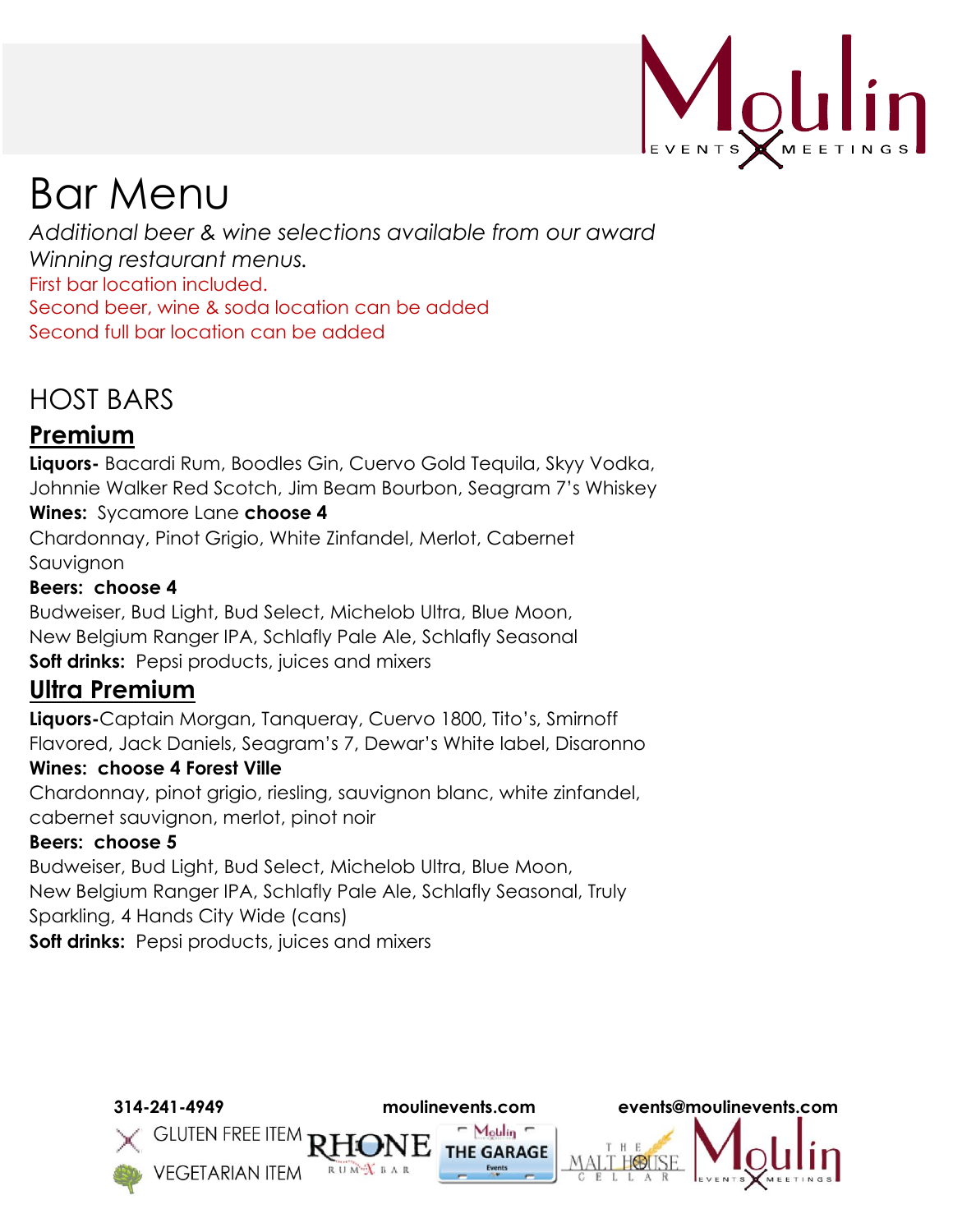# Bar Menu

*Additional beer & wine selections available from our award Winning restaurant menus.*

First bar location included.
Second beer, wine & soda location can be added
Second full bar location can be added

## HOST BARS

### Premium

**Liquors-** Bacardi Rum, Boodles Gin, Cuervo Gold Tequila, Skyy Vodka, Johnnie Walker Red Scotch, Jim Beam Bourbon, Seagram 7's Whiskey

**Wines:** Sycamore Lane **choose 4**

Chardonnay, Pinot Grigio, White Zinfandel, Merlot, Cabernet Sauvignon

**Beers: choose 4**

Budweiser, Bud Light, Bud Select, Michelob Ultra, Blue Moon, New Belgium Ranger IPA, Schlafly Pale Ale, Schlafly Seasonal

**Soft drinks:** Pepsi products, juices and mixers

### Ultra Premium

**Liquors-**Captain Morgan, Tanqueray, Cuervo 1800, Tito's, Smirnoff Flavored, Jack Daniels, Seagram's 7, Dewar's White label, Disaronno

**Wines: choose 4 Forest Ville**

Chardonnay, pinot grigio, riesling, sauvignon blanc, white zinfandel, cabernet sauvignon, merlot, pinot noir

**Beers: choose 5**

Budweiser, Bud Light, Bud Select, Michelob Ultra, Blue Moon, New Belgium Ranger IPA, Schlafly Pale Ale, Schlafly Seasonal, Truly Sparkling, 4 Hands City Wide (cans)

**Soft drinks:** Pepsi products, juices and mixers

**314-241-4949** **moulinevents.com** **events@moulinevents.com**

GLUTEN FREE ITEM

VEGETARIAN ITEM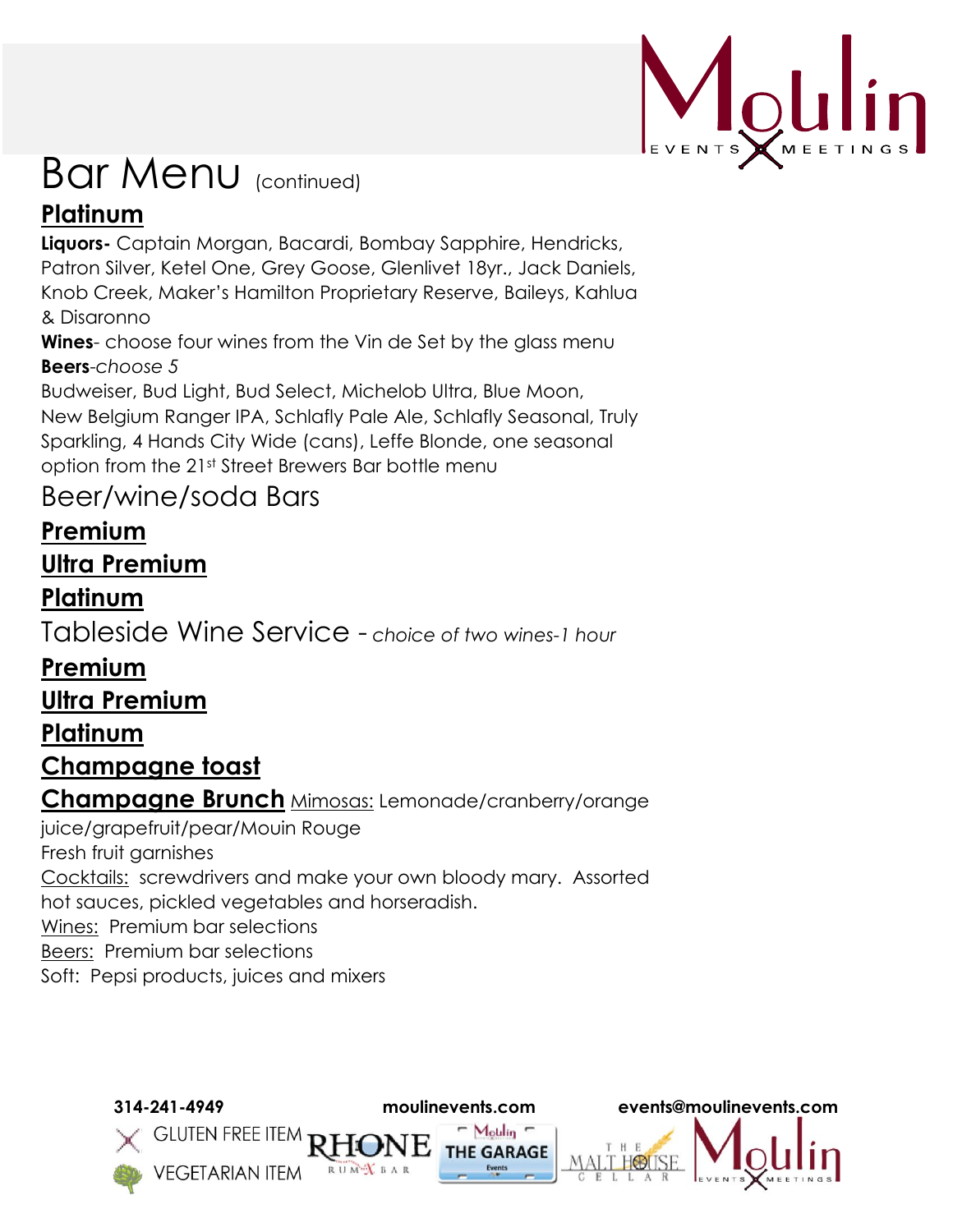# Bar Menu (continued)

## Platinum

**Liquors-** Captain Morgan, Bacardi, Bombay Sapphire, Hendricks, Patron Silver, Ketel One, Grey Goose, Glenlivet 18yr., Jack Daniels, Knob Creek, Maker's Hamilton Proprietary Reserve, Baileys, Kahlua & Disaronno

**Wines**- choose four wines from the Vin de Set by the glass menu

**Beers**-*choose 5*

Budweiser, Bud Light, Bud Select, Michelob Ultra, Blue Moon, New Belgium Ranger IPA, Schlafly Pale Ale, Schlafly Seasonal, Truly Sparkling, 4 Hands City Wide (cans), Leffe Blonde, one seasonal option from the 21st Street Brewers Bar bottle menu

# Beer/wine/soda Bars

## Premium

## Ultra Premium

## Platinum

# Tableside Wine Service - *choice of two wines-1 hour*

## Premium

## Ultra Premium

## Platinum

## Champagne toast

## Champagne Brunch

Mimosas: Lemonade/cranberry/orange juice/grapefruit/pear/Mouin Rouge

Fresh fruit garnishes

Cocktails: screwdrivers and make your own bloody mary. Assorted hot sauces, pickled vegetables and horseradish.

Wines: Premium bar selections

Beers: Premium bar selections

Soft: Pepsi products, juices and mixers

314-241-4949 moulinevents.com events@moulinevents.com

GLUTEN FREE ITEM

VEGETARIAN ITEM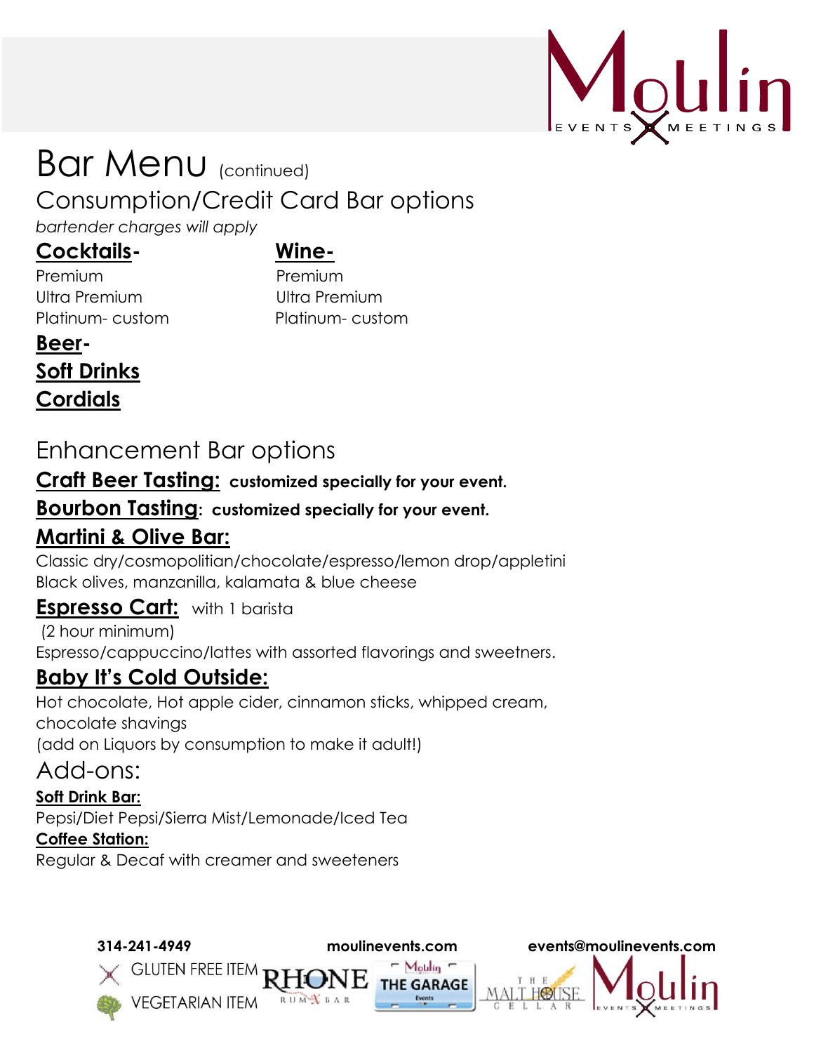# Bar Menu (continued)

## Consumption/Credit Card Bar options

*bartender charges will apply*

**Cocktails-**

Premium
Ultra Premium
Platinum- custom

**Wine-**

Premium
Ultra Premium
Platinum- custom

**Beer-**

**Soft Drinks**

**Cordials**

## Enhancement Bar options

**Craft Beer Tasting:** **customized specially for your event.**

**Bourbon Tasting:** **customized specially for your event.**

**Martini & Olive Bar:**

Classic dry/cosmopolitian/chocolate/espresso/lemon drop/appletini
Black olives, manzanilla, kalamata & blue cheese

**Espresso Cart:** with 1 barista

(2 hour minimum)
Espresso/cappuccino/lattes with assorted flavorings and sweetners.

**Baby It's Cold Outside:**

Hot chocolate, Hot apple cider, cinnamon sticks, whipped cream, chocolate shavings
(add on Liquors by consumption to make it adult!)

## Add-ons:

**Soft Drink Bar:**

Pepsi/Diet Pepsi/Sierra Mist/Lemonade/Iced Tea

**Coffee Station:**

Regular & Decaf with creamer and sweeteners

**314-241-4949** **moulinevents.com** **events@moulinevents.com**

GLUTEN FREE ITEM
VEGETARIAN ITEM